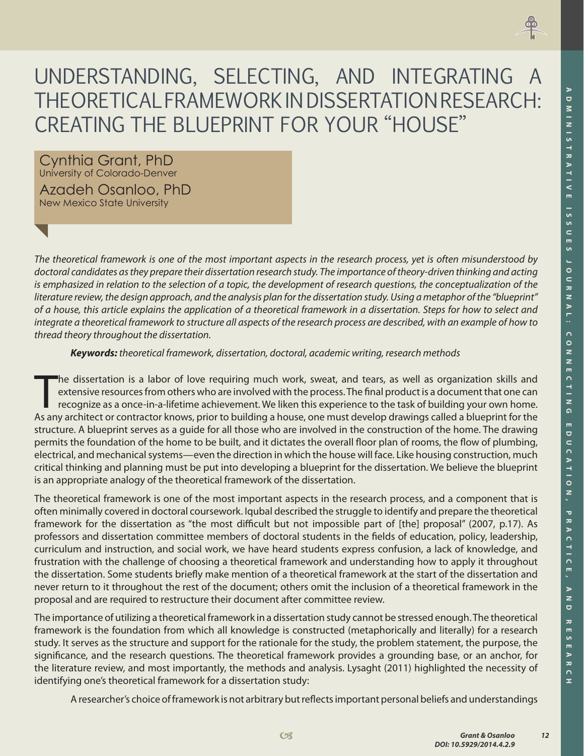# UNDERSTANDING, SELECTING, AND INTEGRATING A THEORETICAL FRAMEWORK IN DISSERTATION RESEARCH: CREATING THE BLUEPRINT FOR YOUR "HOUSE"

Cynthia Grant, PhD
University of Colorado-Denver

Azadeh Osanloo, PhD
New Mexico State University

*The theoretical framework is one of the most important aspects in the research process, yet is often misunderstood by doctoral candidates as they prepare their dissertation research study. The importance of theory-driven thinking and acting is emphasized in relation to the selection of a topic, the development of research questions, the conceptualization of the literature review, the design approach, and the analysis plan for the dissertation study. Using a metaphor of the "blueprint" of a house, this article explains the application of a theoretical framework in a dissertation. Steps for how to select and integrate a theoretical framework to structure all aspects of the research process are described, with an example of how to thread theory throughout the dissertation.*

***Keywords:*** *theoretical framework, dissertation, doctoral, academic writing, research methods*

The dissertation is a labor of love requiring much work, sweat, and tears, as well as organization skills and extensive resources from others who are involved with the process. The final product is a document that one can recognize as a once-in-a-lifetime achievement. We liken this experience to the task of building your own home. As any architect or contractor knows, prior to building a house, one must develop drawings called a blueprint for the structure. A blueprint serves as a guide for all those who are involved in the construction of the home. The drawing permits the foundation of the home to be built, and it dictates the overall floor plan of rooms, the flow of plumbing, electrical, and mechanical systems—even the direction in which the house will face. Like housing construction, much critical thinking and planning must be put into developing a blueprint for the dissertation. We believe the blueprint is an appropriate analogy of the theoretical framework of the dissertation.

The theoretical framework is one of the most important aspects in the research process, and a component that is often minimally covered in doctoral coursework. Iqubal described the struggle to identify and prepare the theoretical framework for the dissertation as "the most difficult but not impossible part of [the] proposal" (2007, p.17). As professors and dissertation committee members of doctoral students in the fields of education, policy, leadership, curriculum and instruction, and social work, we have heard students express confusion, a lack of knowledge, and frustration with the challenge of choosing a theoretical framework and understanding how to apply it throughout the dissertation. Some students briefly make mention of a theoretical framework at the start of the dissertation and never return to it throughout the rest of the document; others omit the inclusion of a theoretical framework in the proposal and are required to restructure their document after committee review.

The importance of utilizing a theoretical framework in a dissertation study cannot be stressed enough. The theoretical framework is the foundation from which all knowledge is constructed (metaphorically and literally) for a research study. It serves as the structure and support for the rationale for the study, the problem statement, the purpose, the significance, and the research questions. The theoretical framework provides a grounding base, or an anchor, for the literature review, and most importantly, the methods and analysis. Lysaght (2011) highlighted the necessity of identifying one's theoretical framework for a dissertation study:

> A researcher's choice of framework is not arbitrary but reflects important personal beliefs and understandings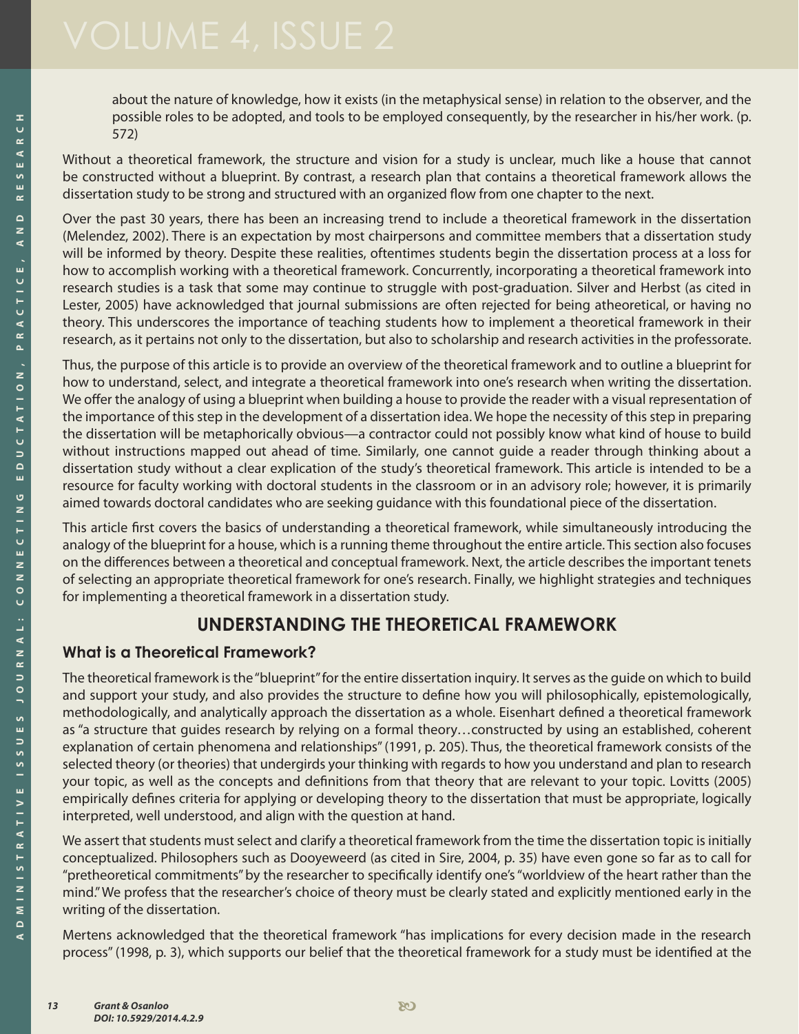> about the nature of knowledge, how it exists (in the metaphysical sense) in relation to the observer, and the possible roles to be adopted, and tools to be employed consequently, by the researcher in his/her work. (p. 572)

Without a theoretical framework, the structure and vision for a study is unclear, much like a house that cannot be constructed without a blueprint. By contrast, a research plan that contains a theoretical framework allows the dissertation study to be strong and structured with an organized flow from one chapter to the next.

Over the past 30 years, there has been an increasing trend to include a theoretical framework in the dissertation (Melendez, 2002). There is an expectation by most chairpersons and committee members that a dissertation study will be informed by theory. Despite these realities, oftentimes students begin the dissertation process at a loss for how to accomplish working with a theoretical framework. Concurrently, incorporating a theoretical framework into research studies is a task that some may continue to struggle with post-graduation. Silver and Herbst (as cited in Lester, 2005) have acknowledged that journal submissions are often rejected for being atheoretical, or having no theory. This underscores the importance of teaching students how to implement a theoretical framework in their research, as it pertains not only to the dissertation, but also to scholarship and research activities in the professorate.

Thus, the purpose of this article is to provide an overview of the theoretical framework and to outline a blueprint for how to understand, select, and integrate a theoretical framework into one's research when writing the dissertation. We offer the analogy of using a blueprint when building a house to provide the reader with a visual representation of the importance of this step in the development of a dissertation idea. We hope the necessity of this step in preparing the dissertation will be metaphorically obvious—a contractor could not possibly know what kind of house to build without instructions mapped out ahead of time. Similarly, one cannot guide a reader through thinking about a dissertation study without a clear explication of the study's theoretical framework. This article is intended to be a resource for faculty working with doctoral students in the classroom or in an advisory role; however, it is primarily aimed towards doctoral candidates who are seeking guidance with this foundational piece of the dissertation.

This article first covers the basics of understanding a theoretical framework, while simultaneously introducing the analogy of the blueprint for a house, which is a running theme throughout the entire article. This section also focuses on the differences between a theoretical and conceptual framework. Next, the article describes the important tenets of selecting an appropriate theoretical framework for one's research. Finally, we highlight strategies and techniques for implementing a theoretical framework in a dissertation study.

## UNDERSTANDING THE THEORETICAL FRAMEWORK

### What is a Theoretical Framework?

The theoretical framework is the "blueprint" for the entire dissertation inquiry. It serves as the guide on which to build and support your study, and also provides the structure to define how you will philosophically, epistemologically, methodologically, and analytically approach the dissertation as a whole. Eisenhart defined a theoretical framework as "a structure that guides research by relying on a formal theory…constructed by using an established, coherent explanation of certain phenomena and relationships" (1991, p. 205). Thus, the theoretical framework consists of the selected theory (or theories) that undergirds your thinking with regards to how you understand and plan to research your topic, as well as the concepts and definitions from that theory that are relevant to your topic. Lovitts (2005) empirically defines criteria for applying or developing theory to the dissertation that must be appropriate, logically interpreted, well understood, and align with the question at hand.

We assert that students must select and clarify a theoretical framework from the time the dissertation topic is initially conceptualized. Philosophers such as Dooyeweerd (as cited in Sire, 2004, p. 35) have even gone so far as to call for "pretheoretical commitments" by the researcher to specifically identify one's "worldview of the heart rather than the mind." We profess that the researcher's choice of theory must be clearly stated and explicitly mentioned early in the writing of the dissertation.

Mertens acknowledged that the theoretical framework "has implications for every decision made in the research process" (1998, p. 3), which supports our belief that the theoretical framework for a study must be identified at the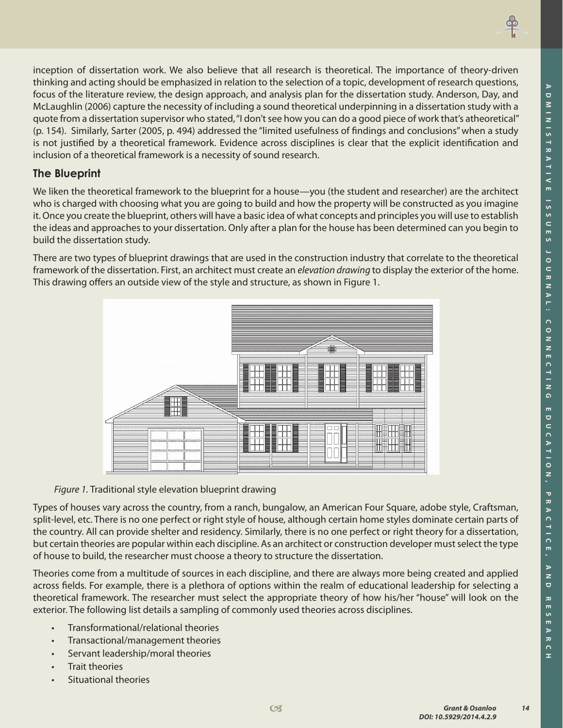inception of dissertation work. We also believe that all research is theoretical. The importance of theory-driven thinking and acting should be emphasized in relation to the selection of a topic, development of research questions, focus of the literature review, the design approach, and analysis plan for the dissertation study. Anderson, Day, and McLaughlin (2006) capture the necessity of including a sound theoretical underpinning in a dissertation study with a quote from a dissertation supervisor who stated, "I don't see how you can do a good piece of work that's atheoretical" (p. 154). Similarly, Sarter (2005, p. 494) addressed the "limited usefulness of findings and conclusions" when a study is not justified by a theoretical framework. Evidence across disciplines is clear that the explicit identification and inclusion of a theoretical framework is a necessity of sound research.

## The Blueprint

We liken the theoretical framework to the blueprint for a house—you (the student and researcher) are the architect who is charged with choosing what you are going to build and how the property will be constructed as you imagine it. Once you create the blueprint, others will have a basic idea of what concepts and principles you will use to establish the ideas and approaches to your dissertation. Only after a plan for the house has been determined can you begin to build the dissertation study.

There are two types of blueprint drawings that are used in the construction industry that correlate to the theoretical framework of the dissertation. First, an architect must create an *elevation drawing* to display the exterior of the home. This drawing offers an outside view of the style and structure, as shown in Figure 1.

*Figure 1*. Traditional style elevation blueprint drawing

Types of houses vary across the country, from a ranch, bungalow, an American Four Square, adobe style, Craftsman, split-level, etc. There is no one perfect or right style of house, although certain home styles dominate certain parts of the country. All can provide shelter and residency. Similarly, there is no one perfect or right theory for a dissertation, but certain theories are popular within each discipline. As an architect or construction developer must select the type of house to build, the researcher must choose a theory to structure the dissertation.

Theories come from a multitude of sources in each discipline, and there are always more being created and applied across fields. For example, there is a plethora of options within the realm of educational leadership for selecting a theoretical framework. The researcher must select the appropriate theory of how his/her "house" will look on the exterior. The following list details a sampling of commonly used theories across disciplines.

- Transformational/relational theories
- Transactional/management theories
- Servant leadership/moral theories
- Trait theories
- Situational theories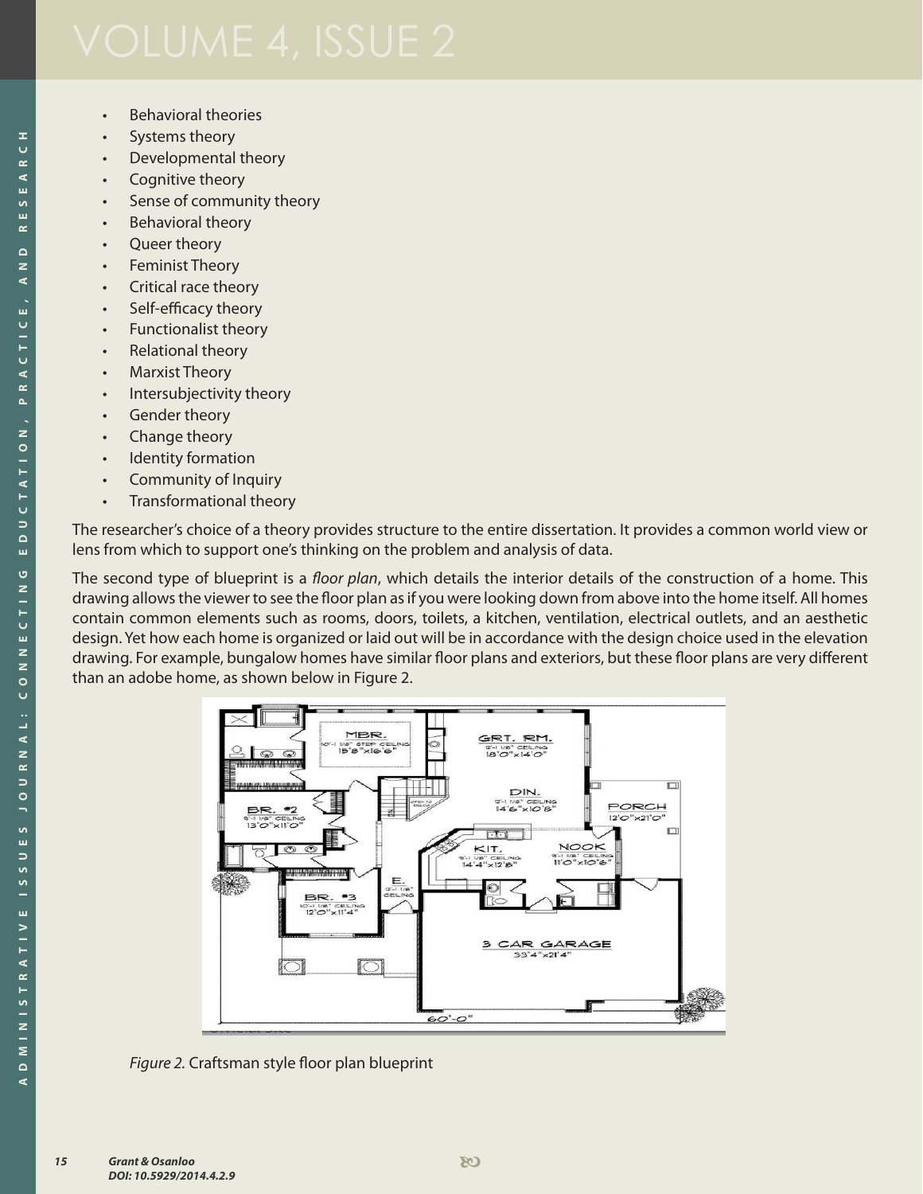- Behavioral theories
- Systems theory
- Developmental theory
- Cognitive theory
- Sense of community theory
- Behavioral theory
- Queer theory
- Feminist Theory
- Critical race theory
- Self-efficacy theory
- Functionalist theory
- Relational theory
- Marxist Theory
- Intersubjectivity theory
- Gender theory
- Change theory
- Identity formation
- Community of Inquiry
- Transformational theory

The researcher's choice of a theory provides structure to the entire dissertation. It provides a common world view or lens from which to support one's thinking on the problem and analysis of data.

The second type of blueprint is a *floor plan*, which details the interior details of the construction of a home. This drawing allows the viewer to see the floor plan as if you were looking down from above into the home itself. All homes contain common elements such as rooms, doors, toilets, a kitchen, ventilation, electrical outlets, and an aesthetic design. Yet how each home is organized or laid out will be in accordance with the design choice used in the elevation drawing. For example, bungalow homes have similar floor plans and exteriors, but these floor plans are very different than an adobe home, as shown below in Figure 2.

*Figure 2.* Craftsman style floor plan blueprint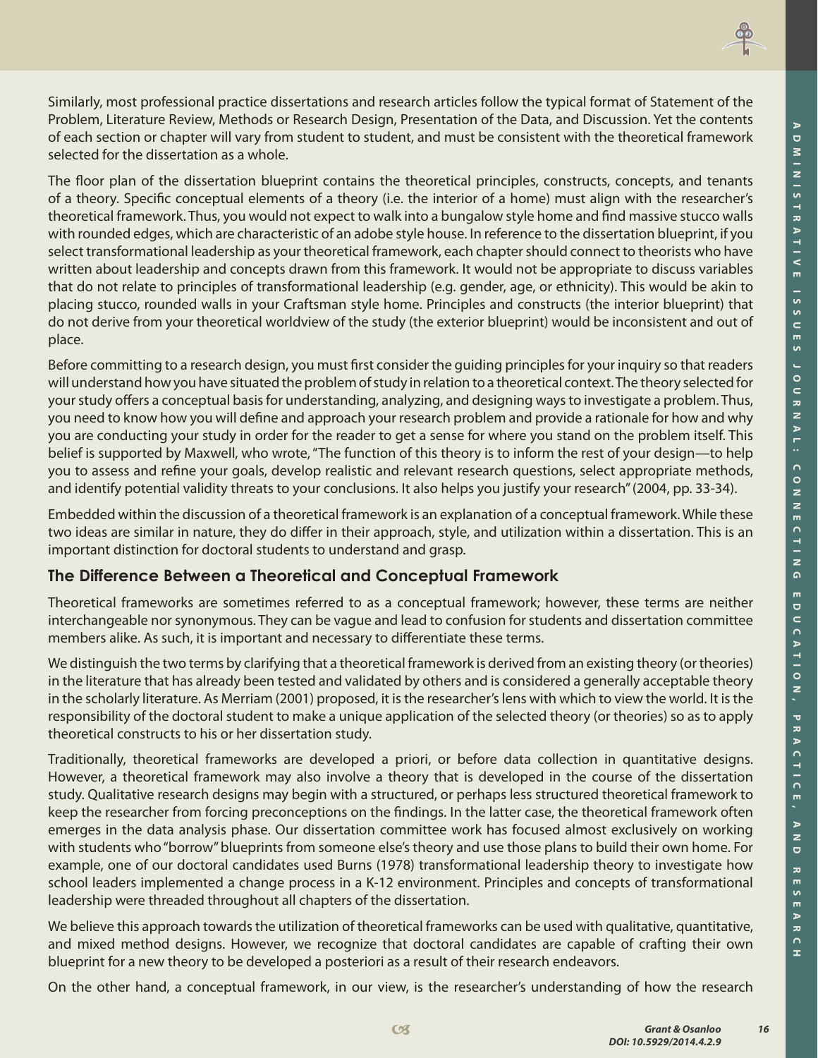Similarly, most professional practice dissertations and research articles follow the typical format of Statement of the Problem, Literature Review, Methods or Research Design, Presentation of the Data, and Discussion. Yet the contents of each section or chapter will vary from student to student, and must be consistent with the theoretical framework selected for the dissertation as a whole.

The floor plan of the dissertation blueprint contains the theoretical principles, constructs, concepts, and tenants of a theory. Specific conceptual elements of a theory (i.e. the interior of a home) must align with the researcher's theoretical framework. Thus, you would not expect to walk into a bungalow style home and find massive stucco walls with rounded edges, which are characteristic of an adobe style house. In reference to the dissertation blueprint, if you select transformational leadership as your theoretical framework, each chapter should connect to theorists who have written about leadership and concepts drawn from this framework. It would not be appropriate to discuss variables that do not relate to principles of transformational leadership (e.g. gender, age, or ethnicity). This would be akin to placing stucco, rounded walls in your Craftsman style home. Principles and constructs (the interior blueprint) that do not derive from your theoretical worldview of the study (the exterior blueprint) would be inconsistent and out of place.

Before committing to a research design, you must first consider the guiding principles for your inquiry so that readers will understand how you have situated the problem of study in relation to a theoretical context. The theory selected for your study offers a conceptual basis for understanding, analyzing, and designing ways to investigate a problem. Thus, you need to know how you will define and approach your research problem and provide a rationale for how and why you are conducting your study in order for the reader to get a sense for where you stand on the problem itself. This belief is supported by Maxwell, who wrote, "The function of this theory is to inform the rest of your design—to help you to assess and refine your goals, develop realistic and relevant research questions, select appropriate methods, and identify potential validity threats to your conclusions. It also helps you justify your research" (2004, pp. 33-34).

Embedded within the discussion of a theoretical framework is an explanation of a conceptual framework. While these two ideas are similar in nature, they do differ in their approach, style, and utilization within a dissertation. This is an important distinction for doctoral students to understand and grasp.

## The Difference Between a Theoretical and Conceptual Framework

Theoretical frameworks are sometimes referred to as a conceptual framework; however, these terms are neither interchangeable nor synonymous. They can be vague and lead to confusion for students and dissertation committee members alike. As such, it is important and necessary to differentiate these terms.

We distinguish the two terms by clarifying that a theoretical framework is derived from an existing theory (or theories) in the literature that has already been tested and validated by others and is considered a generally acceptable theory in the scholarly literature. As Merriam (2001) proposed, it is the researcher's lens with which to view the world. It is the responsibility of the doctoral student to make a unique application of the selected theory (or theories) so as to apply theoretical constructs to his or her dissertation study.

Traditionally, theoretical frameworks are developed a priori, or before data collection in quantitative designs. However, a theoretical framework may also involve a theory that is developed in the course of the dissertation study. Qualitative research designs may begin with a structured, or perhaps less structured theoretical framework to keep the researcher from forcing preconceptions on the findings. In the latter case, the theoretical framework often emerges in the data analysis phase. Our dissertation committee work has focused almost exclusively on working with students who "borrow" blueprints from someone else's theory and use those plans to build their own home. For example, one of our doctoral candidates used Burns (1978) transformational leadership theory to investigate how school leaders implemented a change process in a K-12 environment. Principles and concepts of transformational leadership were threaded throughout all chapters of the dissertation.

We believe this approach towards the utilization of theoretical frameworks can be used with qualitative, quantitative, and mixed method designs. However, we recognize that doctoral candidates are capable of crafting their own blueprint for a new theory to be developed a posteriori as a result of their research endeavors.

On the other hand, a conceptual framework, in our view, is the researcher's understanding of how the research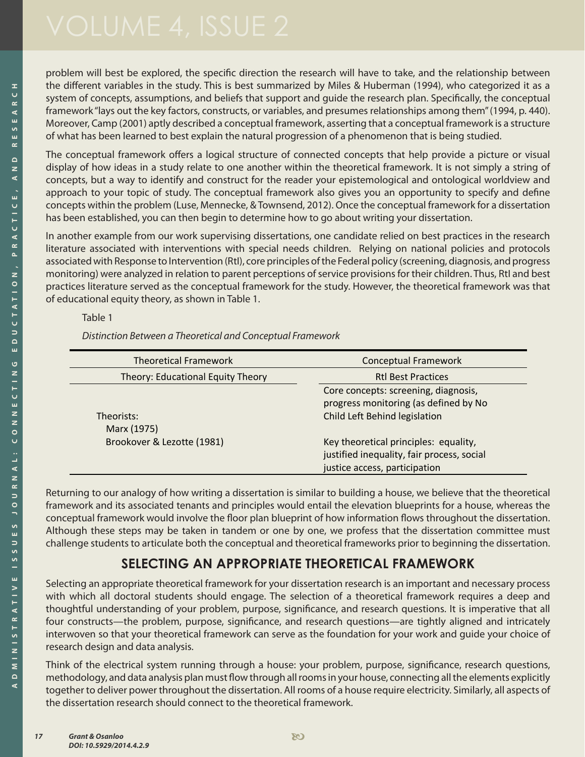problem will best be explored, the specific direction the research will have to take, and the relationship between the different variables in the study. This is best summarized by Miles & Huberman (1994), who categorized it as a system of concepts, assumptions, and beliefs that support and guide the research plan. Specifically, the conceptual framework "lays out the key factors, constructs, or variables, and presumes relationships among them" (1994, p. 440). Moreover, Camp (2001) aptly described a conceptual framework, asserting that a conceptual framework is a structure of what has been learned to best explain the natural progression of a phenomenon that is being studied.

The conceptual framework offers a logical structure of connected concepts that help provide a picture or visual display of how ideas in a study relate to one another within the theoretical framework. It is not simply a string of concepts, but a way to identify and construct for the reader your epistemological and ontological worldview and approach to your topic of study. The conceptual framework also gives you an opportunity to specify and define concepts within the problem (Luse, Mennecke, & Townsend, 2012). Once the conceptual framework for a dissertation has been established, you can then begin to determine how to go about writing your dissertation.

In another example from our work supervising dissertations, one candidate relied on best practices in the research literature associated with interventions with special needs children. Relying on national policies and protocols associated with Response to Intervention (RtI), core principles of the Federal policy (screening, diagnosis, and progress monitoring) were analyzed in relation to parent perceptions of service provisions for their children. Thus, RtI and best practices literature served as the conceptual framework for the study. However, the theoretical framework was that of educational equity theory, as shown in Table 1.

Table 1

*Distinction Between a Theoretical and Conceptual Framework*

| Theoretical Framework | Conceptual Framework |
|---|---|
| Theory: Educational Equity Theory | RtI Best Practices |
| Theorists:<br>Marx (1975)<br>Brookover & Lezotte (1981) | Core concepts: screening, diagnosis, progress monitoring (as defined by No Child Left Behind legislation<br><br>Key theoretical principles: equality, justified inequality, fair process, social justice access, participation |

Returning to our analogy of how writing a dissertation is similar to building a house, we believe that the theoretical framework and its associated tenants and principles would entail the elevation blueprints for a house, whereas the conceptual framework would involve the floor plan blueprint of how information flows throughout the dissertation. Although these steps may be taken in tandem or one by one, we profess that the dissertation committee must challenge students to articulate both the conceptual and theoretical frameworks prior to beginning the dissertation.

## SELECTING AN APPROPRIATE THEORETICAL FRAMEWORK

Selecting an appropriate theoretical framework for your dissertation research is an important and necessary process with which all doctoral students should engage. The selection of a theoretical framework requires a deep and thoughtful understanding of your problem, purpose, significance, and research questions. It is imperative that all four constructs—the problem, purpose, significance, and research questions—are tightly aligned and intricately interwoven so that your theoretical framework can serve as the foundation for your work and guide your choice of research design and data analysis.

Think of the electrical system running through a house: your problem, purpose, significance, research questions, methodology, and data analysis plan must flow through all rooms in your house, connecting all the elements explicitly together to deliver power throughout the dissertation. All rooms of a house require electricity. Similarly, all aspects of the dissertation research should connect to the theoretical framework.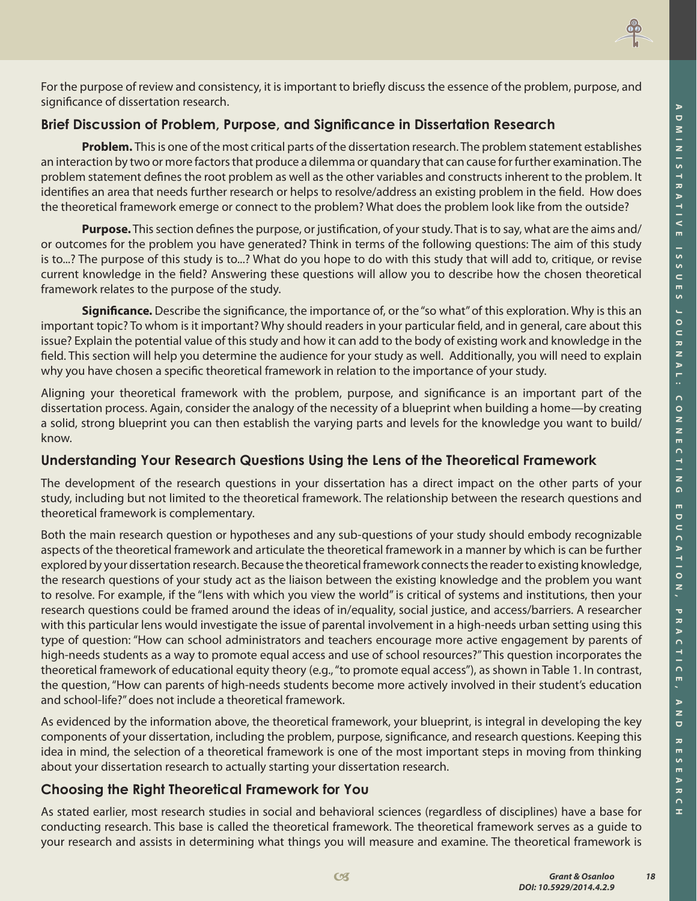For the purpose of review and consistency, it is important to briefly discuss the essence of the problem, purpose, and significance of dissertation research.

## Brief Discussion of Problem, Purpose, and Significance in Dissertation Research

**Problem.** This is one of the most critical parts of the dissertation research. The problem statement establishes an interaction by two or more factors that produce a dilemma or quandary that can cause for further examination. The problem statement defines the root problem as well as the other variables and constructs inherent to the problem. It identifies an area that needs further research or helps to resolve/address an existing problem in the field. How does the theoretical framework emerge or connect to the problem? What does the problem look like from the outside?

**Purpose.** This section defines the purpose, or justification, of your study. That is to say, what are the aims and/or outcomes for the problem you have generated? Think in terms of the following questions: The aim of this study is to...? The purpose of this study is to...? What do you hope to do with this study that will add to, critique, or revise current knowledge in the field? Answering these questions will allow you to describe how the chosen theoretical framework relates to the purpose of the study.

**Significance.** Describe the significance, the importance of, or the "so what" of this exploration. Why is this an important topic? To whom is it important? Why should readers in your particular field, and in general, care about this issue? Explain the potential value of this study and how it can add to the body of existing work and knowledge in the field. This section will help you determine the audience for your study as well. Additionally, you will need to explain why you have chosen a specific theoretical framework in relation to the importance of your study.

Aligning your theoretical framework with the problem, purpose, and significance is an important part of the dissertation process. Again, consider the analogy of the necessity of a blueprint when building a home—by creating a solid, strong blueprint you can then establish the varying parts and levels for the knowledge you want to build/know.

## Understanding Your Research Questions Using the Lens of the Theoretical Framework

The development of the research questions in your dissertation has a direct impact on the other parts of your study, including but not limited to the theoretical framework. The relationship between the research questions and theoretical framework is complementary.

Both the main research question or hypotheses and any sub-questions of your study should embody recognizable aspects of the theoretical framework and articulate the theoretical framework in a manner by which is can be further explored by your dissertation research. Because the theoretical framework connects the reader to existing knowledge, the research questions of your study act as the liaison between the existing knowledge and the problem you want to resolve. For example, if the "lens with which you view the world" is critical of systems and institutions, then your research questions could be framed around the ideas of in/equality, social justice, and access/barriers. A researcher with this particular lens would investigate the issue of parental involvement in a high-needs urban setting using this type of question: "How can school administrators and teachers encourage more active engagement by parents of high-needs students as a way to promote equal access and use of school resources?" This question incorporates the theoretical framework of educational equity theory (e.g., "to promote equal access"), as shown in Table 1. In contrast, the question, "How can parents of high-needs students become more actively involved in their student's education and school-life?" does not include a theoretical framework.

As evidenced by the information above, the theoretical framework, your blueprint, is integral in developing the key components of your dissertation, including the problem, purpose, significance, and research questions. Keeping this idea in mind, the selection of a theoretical framework is one of the most important steps in moving from thinking about your dissertation research to actually starting your dissertation research.

## Choosing the Right Theoretical Framework for You

As stated earlier, most research studies in social and behavioral sciences (regardless of disciplines) have a base for conducting research. This base is called the theoretical framework. The theoretical framework serves as a guide to your research and assists in determining what things you will measure and examine. The theoretical framework is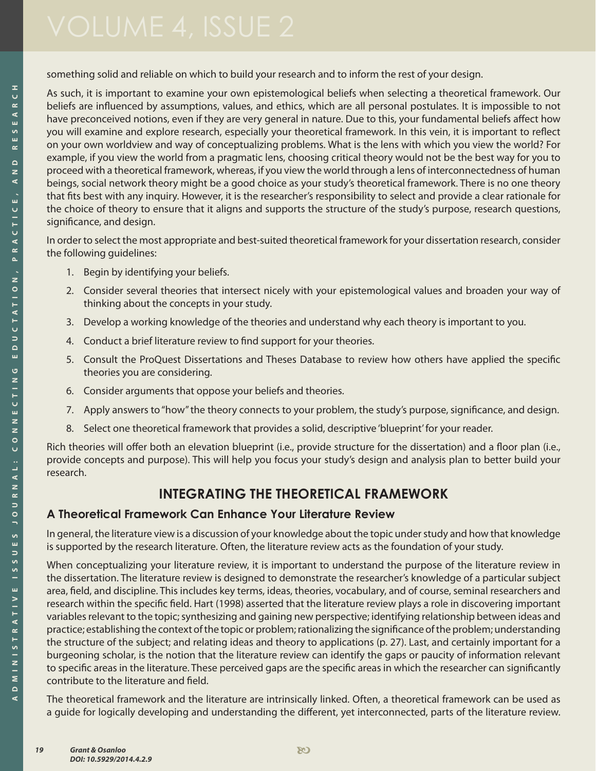something solid and reliable on which to build your research and to inform the rest of your design.

As such, it is important to examine your own epistemological beliefs when selecting a theoretical framework. Our beliefs are influenced by assumptions, values, and ethics, which are all personal postulates. It is impossible to not have preconceived notions, even if they are very general in nature. Due to this, your fundamental beliefs affect how you will examine and explore research, especially your theoretical framework. In this vein, it is important to reflect on your own worldview and way of conceptualizing problems. What is the lens with which you view the world? For example, if you view the world from a pragmatic lens, choosing critical theory would not be the best way for you to proceed with a theoretical framework, whereas, if you view the world through a lens of interconnectedness of human beings, social network theory might be a good choice as your study's theoretical framework. There is no one theory that fits best with any inquiry. However, it is the researcher's responsibility to select and provide a clear rationale for the choice of theory to ensure that it aligns and supports the structure of the study's purpose, research questions, significance, and design.

In order to select the most appropriate and best-suited theoretical framework for your dissertation research, consider the following guidelines:

1. Begin by identifying your beliefs.
2. Consider several theories that intersect nicely with your epistemological values and broaden your way of thinking about the concepts in your study.
3. Develop a working knowledge of the theories and understand why each theory is important to you.
4. Conduct a brief literature review to find support for your theories.
5. Consult the ProQuest Dissertations and Theses Database to review how others have applied the specific theories you are considering.
6. Consider arguments that oppose your beliefs and theories.
7. Apply answers to "how" the theory connects to your problem, the study's purpose, significance, and design.
8. Select one theoretical framework that provides a solid, descriptive 'blueprint' for your reader.

Rich theories will offer both an elevation blueprint (i.e., provide structure for the dissertation) and a floor plan (i.e., provide concepts and purpose). This will help you focus your study's design and analysis plan to better build your research.

## INTEGRATING THE THEORETICAL FRAMEWORK

### A Theoretical Framework Can Enhance Your Literature Review

In general, the literature view is a discussion of your knowledge about the topic under study and how that knowledge is supported by the research literature. Often, the literature review acts as the foundation of your study.

When conceptualizing your literature review, it is important to understand the purpose of the literature review in the dissertation. The literature review is designed to demonstrate the researcher's knowledge of a particular subject area, field, and discipline. This includes key terms, ideas, theories, vocabulary, and of course, seminal researchers and research within the specific field. Hart (1998) asserted that the literature review plays a role in discovering important variables relevant to the topic; synthesizing and gaining new perspective; identifying relationship between ideas and practice; establishing the context of the topic or problem; rationalizing the significance of the problem; understanding the structure of the subject; and relating ideas and theory to applications (p. 27). Last, and certainly important for a burgeoning scholar, is the notion that the literature review can identify the gaps or paucity of information relevant to specific areas in the literature. These perceived gaps are the specific areas in which the researcher can significantly contribute to the literature and field.

The theoretical framework and the literature are intrinsically linked. Often, a theoretical framework can be used as a guide for logically developing and understanding the different, yet interconnected, parts of the literature review.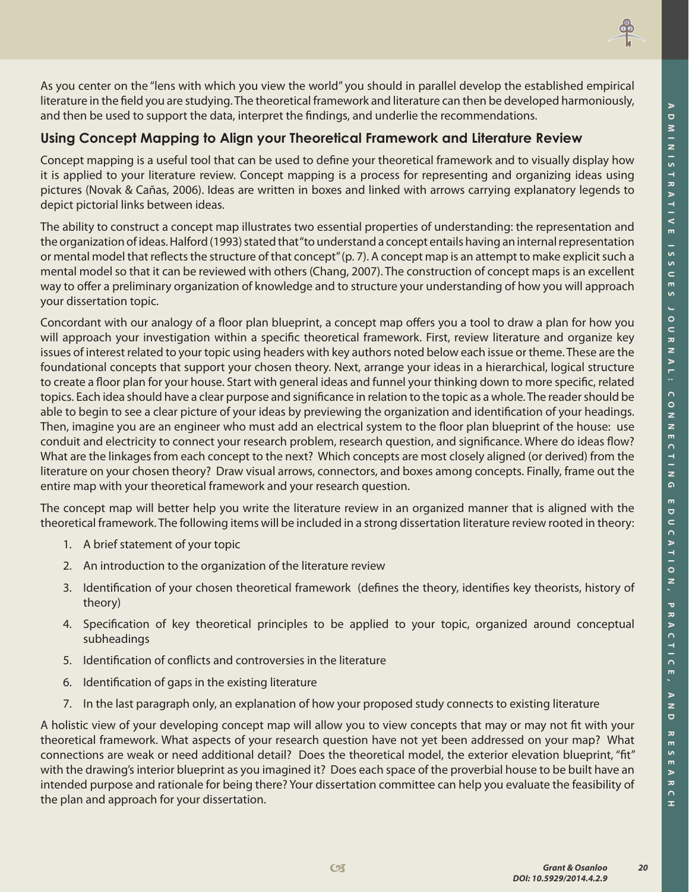As you center on the "lens with which you view the world" you should in parallel develop the established empirical literature in the field you are studying. The theoretical framework and literature can then be developed harmoniously, and then be used to support the data, interpret the findings, and underlie the recommendations.

## Using Concept Mapping to Align your Theoretical Framework and Literature Review

Concept mapping is a useful tool that can be used to define your theoretical framework and to visually display how it is applied to your literature review. Concept mapping is a process for representing and organizing ideas using pictures (Novak & Cañas, 2006). Ideas are written in boxes and linked with arrows carrying explanatory legends to depict pictorial links between ideas.

The ability to construct a concept map illustrates two essential properties of understanding: the representation and the organization of ideas. Halford (1993) stated that "to understand a concept entails having an internal representation or mental model that reflects the structure of that concept" (p. 7). A concept map is an attempt to make explicit such a mental model so that it can be reviewed with others (Chang, 2007). The construction of concept maps is an excellent way to offer a preliminary organization of knowledge and to structure your understanding of how you will approach your dissertation topic.

Concordant with our analogy of a floor plan blueprint, a concept map offers you a tool to draw a plan for how you will approach your investigation within a specific theoretical framework. First, review literature and organize key issues of interest related to your topic using headers with key authors noted below each issue or theme. These are the foundational concepts that support your chosen theory. Next, arrange your ideas in a hierarchical, logical structure to create a floor plan for your house. Start with general ideas and funnel your thinking down to more specific, related topics. Each idea should have a clear purpose and significance in relation to the topic as a whole. The reader should be able to begin to see a clear picture of your ideas by previewing the organization and identification of your headings. Then, imagine you are an engineer who must add an electrical system to the floor plan blueprint of the house: use conduit and electricity to connect your research problem, research question, and significance. Where do ideas flow? What are the linkages from each concept to the next? Which concepts are most closely aligned (or derived) from the literature on your chosen theory? Draw visual arrows, connectors, and boxes among concepts. Finally, frame out the entire map with your theoretical framework and your research question.

The concept map will better help you write the literature review in an organized manner that is aligned with the theoretical framework. The following items will be included in a strong dissertation literature review rooted in theory:

1. A brief statement of your topic
2. An introduction to the organization of the literature review
3. Identification of your chosen theoretical framework (defines the theory, identifies key theorists, history of theory)
4. Specification of key theoretical principles to be applied to your topic, organized around conceptual subheadings
5. Identification of conflicts and controversies in the literature
6. Identification of gaps in the existing literature
7. In the last paragraph only, an explanation of how your proposed study connects to existing literature

A holistic view of your developing concept map will allow you to view concepts that may or may not fit with your theoretical framework. What aspects of your research question have not yet been addressed on your map? What connections are weak or need additional detail? Does the theoretical model, the exterior elevation blueprint, "fit" with the drawing's interior blueprint as you imagined it? Does each space of the proverbial house to be built have an intended purpose and rationale for being there? Your dissertation committee can help you evaluate the feasibility of the plan and approach for your dissertation.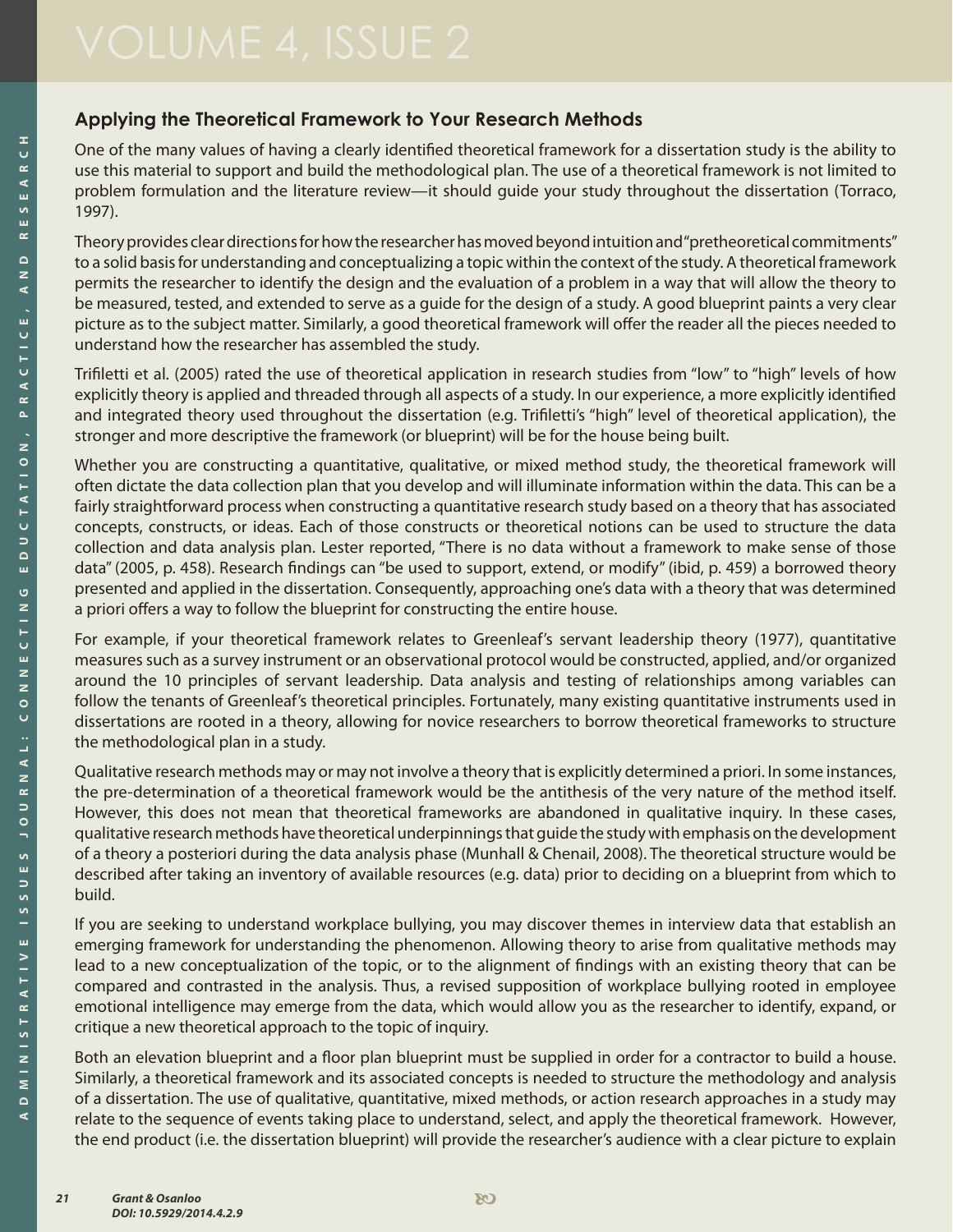## Applying the Theoretical Framework to Your Research Methods

One of the many values of having a clearly identified theoretical framework for a dissertation study is the ability to use this material to support and build the methodological plan. The use of a theoretical framework is not limited to problem formulation and the literature review—it should guide your study throughout the dissertation (Torraco, 1997).

Theory provides clear directions for how the researcher has moved beyond intuition and "pretheoretical commitments" to a solid basis for understanding and conceptualizing a topic within the context of the study. A theoretical framework permits the researcher to identify the design and the evaluation of a problem in a way that will allow the theory to be measured, tested, and extended to serve as a guide for the design of a study. A good blueprint paints a very clear picture as to the subject matter. Similarly, a good theoretical framework will offer the reader all the pieces needed to understand how the researcher has assembled the study.

Trifiletti et al. (2005) rated the use of theoretical application in research studies from "low" to "high" levels of how explicitly theory is applied and threaded through all aspects of a study. In our experience, a more explicitly identified and integrated theory used throughout the dissertation (e.g. Trifiletti's "high" level of theoretical application), the stronger and more descriptive the framework (or blueprint) will be for the house being built.

Whether you are constructing a quantitative, qualitative, or mixed method study, the theoretical framework will often dictate the data collection plan that you develop and will illuminate information within the data. This can be a fairly straightforward process when constructing a quantitative research study based on a theory that has associated concepts, constructs, or ideas. Each of those constructs or theoretical notions can be used to structure the data collection and data analysis plan. Lester reported, "There is no data without a framework to make sense of those data" (2005, p. 458). Research findings can "be used to support, extend, or modify" (ibid, p. 459) a borrowed theory presented and applied in the dissertation. Consequently, approaching one's data with a theory that was determined a priori offers a way to follow the blueprint for constructing the entire house.

For example, if your theoretical framework relates to Greenleaf's servant leadership theory (1977), quantitative measures such as a survey instrument or an observational protocol would be constructed, applied, and/or organized around the 10 principles of servant leadership. Data analysis and testing of relationships among variables can follow the tenants of Greenleaf's theoretical principles. Fortunately, many existing quantitative instruments used in dissertations are rooted in a theory, allowing for novice researchers to borrow theoretical frameworks to structure the methodological plan in a study.

Qualitative research methods may or may not involve a theory that is explicitly determined a priori. In some instances, the pre-determination of a theoretical framework would be the antithesis of the very nature of the method itself. However, this does not mean that theoretical frameworks are abandoned in qualitative inquiry. In these cases, qualitative research methods have theoretical underpinnings that guide the study with emphasis on the development of a theory a posteriori during the data analysis phase (Munhall & Chenail, 2008). The theoretical structure would be described after taking an inventory of available resources (e.g. data) prior to deciding on a blueprint from which to build.

If you are seeking to understand workplace bullying, you may discover themes in interview data that establish an emerging framework for understanding the phenomenon. Allowing theory to arise from qualitative methods may lead to a new conceptualization of the topic, or to the alignment of findings with an existing theory that can be compared and contrasted in the analysis. Thus, a revised supposition of workplace bullying rooted in employee emotional intelligence may emerge from the data, which would allow you as the researcher to identify, expand, or critique a new theoretical approach to the topic of inquiry.

Both an elevation blueprint and a floor plan blueprint must be supplied in order for a contractor to build a house. Similarly, a theoretical framework and its associated concepts is needed to structure the methodology and analysis of a dissertation. The use of qualitative, quantitative, mixed methods, or action research approaches in a study may relate to the sequence of events taking place to understand, select, and apply the theoretical framework. However, the end product (i.e. the dissertation blueprint) will provide the researcher's audience with a clear picture to explain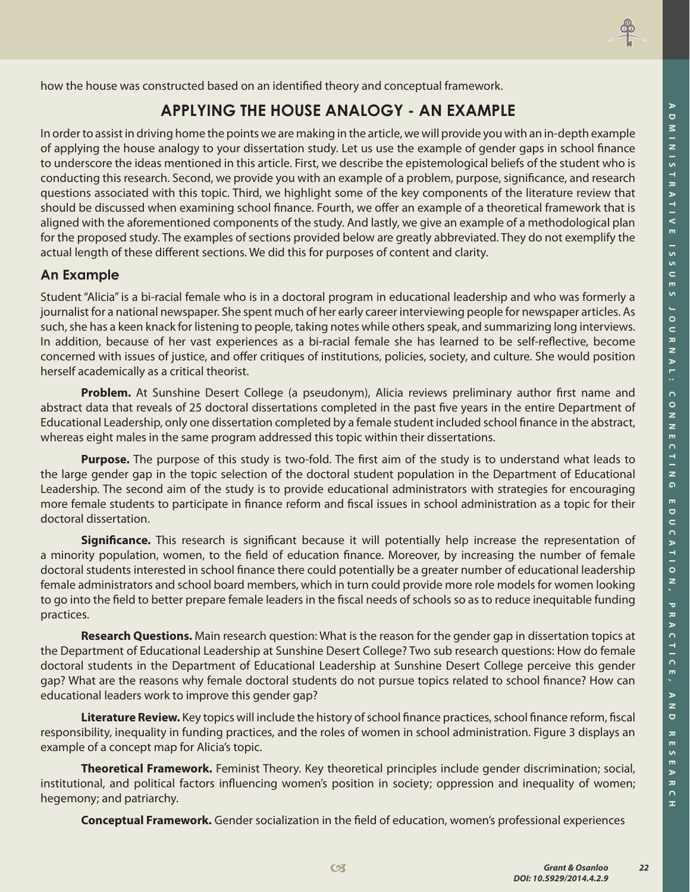how the house was constructed based on an identified theory and conceptual framework.

## APPLYING THE HOUSE ANALOGY - AN EXAMPLE

In order to assist in driving home the points we are making in the article, we will provide you with an in-depth example of applying the house analogy to your dissertation study. Let us use the example of gender gaps in school finance to underscore the ideas mentioned in this article. First, we describe the epistemological beliefs of the student who is conducting this research. Second, we provide you with an example of a problem, purpose, significance, and research questions associated with this topic. Third, we highlight some of the key components of the literature review that should be discussed when examining school finance. Fourth, we offer an example of a theoretical framework that is aligned with the aforementioned components of the study. And lastly, we give an example of a methodological plan for the proposed study. The examples of sections provided below are greatly abbreviated. They do not exemplify the actual length of these different sections. We did this for purposes of content and clarity.

### An Example

Student "Alicia" is a bi-racial female who is in a doctoral program in educational leadership and who was formerly a journalist for a national newspaper. She spent much of her early career interviewing people for newspaper articles. As such, she has a keen knack for listening to people, taking notes while others speak, and summarizing long interviews. In addition, because of her vast experiences as a bi-racial female she has learned to be self-reflective, become concerned with issues of justice, and offer critiques of institutions, policies, society, and culture. She would position herself academically as a critical theorist.

**Problem.** At Sunshine Desert College (a pseudonym), Alicia reviews preliminary author first name and abstract data that reveals of 25 doctoral dissertations completed in the past five years in the entire Department of Educational Leadership, only one dissertation completed by a female student included school finance in the abstract, whereas eight males in the same program addressed this topic within their dissertations.

**Purpose.** The purpose of this study is two-fold. The first aim of the study is to understand what leads to the large gender gap in the topic selection of the doctoral student population in the Department of Educational Leadership. The second aim of the study is to provide educational administrators with strategies for encouraging more female students to participate in finance reform and fiscal issues in school administration as a topic for their doctoral dissertation.

**Significance.** This research is significant because it will potentially help increase the representation of a minority population, women, to the field of education finance. Moreover, by increasing the number of female doctoral students interested in school finance there could potentially be a greater number of educational leadership female administrators and school board members, which in turn could provide more role models for women looking to go into the field to better prepare female leaders in the fiscal needs of schools so as to reduce inequitable funding practices.

**Research Questions.** Main research question: What is the reason for the gender gap in dissertation topics at the Department of Educational Leadership at Sunshine Desert College? Two sub research questions: How do female doctoral students in the Department of Educational Leadership at Sunshine Desert College perceive this gender gap? What are the reasons why female doctoral students do not pursue topics related to school finance? How can educational leaders work to improve this gender gap?

**Literature Review.** Key topics will include the history of school finance practices, school finance reform, fiscal responsibility, inequality in funding practices, and the roles of women in school administration. Figure 3 displays an example of a concept map for Alicia's topic.

**Theoretical Framework.** Feminist Theory. Key theoretical principles include gender discrimination; social, institutional, and political factors influencing women's position in society; oppression and inequality of women; hegemony; and patriarchy.

**Conceptual Framework.** Gender socialization in the field of education, women's professional experiences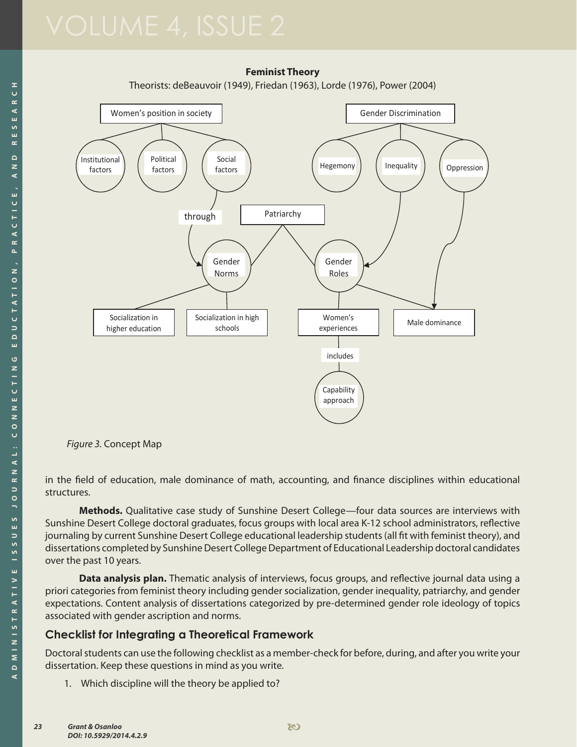**Feminist Theory**

Theorists: deBeauvoir (1949), Friedan (1963), Lorde (1976), Power (2004)

Women's position in society

Institutional factors

Political factors

Social factors

through

Gender Discrimination

Hegemony

Inequality

Oppression

Patriarchy

Gender Norms

Gender Roles

Socialization in higher education

Socialization in high schools

Women's experiences

Male dominance

includes

Capability approach

*Figure 3.* Concept Map

in the field of education, male dominance of math, accounting, and finance disciplines within educational structures.

**Methods.** Qualitative case study of Sunshine Desert College—four data sources are interviews with Sunshine Desert College doctoral graduates, focus groups with local area K-12 school administrators, reflective journaling by current Sunshine Desert College educational leadership students (all fit with feminist theory), and dissertations completed by Sunshine Desert College Department of Educational Leadership doctoral candidates over the past 10 years.

**Data analysis plan.** Thematic analysis of interviews, focus groups, and reflective journal data using a priori categories from feminist theory including gender socialization, gender inequality, patriarchy, and gender expectations. Content analysis of dissertations categorized by pre-determined gender role ideology of topics associated with gender ascription and norms.

## Checklist for Integrating a Theoretical Framework

Doctoral students can use the following checklist as a member-check for before, during, and after you write your dissertation. Keep these questions in mind as you write.

1. Which discipline will the theory be applied to?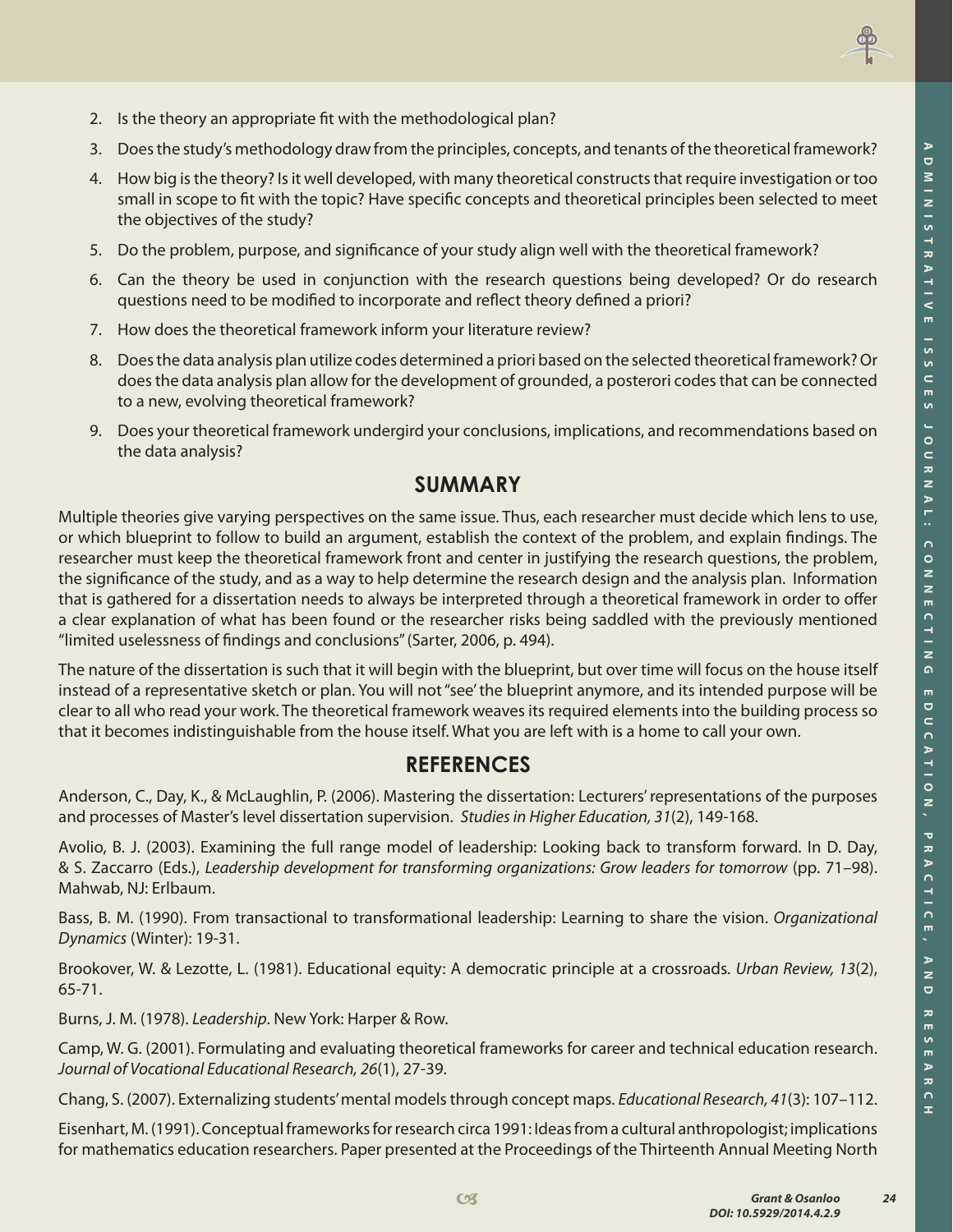2. Is the theory an appropriate fit with the methodological plan?
3. Does the study's methodology draw from the principles, concepts, and tenants of the theoretical framework?
4. How big is the theory? Is it well developed, with many theoretical constructs that require investigation or too small in scope to fit with the topic? Have specific concepts and theoretical principles been selected to meet the objectives of the study?
5. Do the problem, purpose, and significance of your study align well with the theoretical framework?
6. Can the theory be used in conjunction with the research questions being developed? Or do research questions need to be modified to incorporate and reflect theory defined a priori?
7. How does the theoretical framework inform your literature review?
8. Does the data analysis plan utilize codes determined a priori based on the selected theoretical framework? Or does the data analysis plan allow for the development of grounded, a posterori codes that can be connected to a new, evolving theoretical framework?
9. Does your theoretical framework undergird your conclusions, implications, and recommendations based on the data analysis?

## SUMMARY

Multiple theories give varying perspectives on the same issue. Thus, each researcher must decide which lens to use, or which blueprint to follow to build an argument, establish the context of the problem, and explain findings. The researcher must keep the theoretical framework front and center in justifying the research questions, the problem, the significance of the study, and as a way to help determine the research design and the analysis plan. Information that is gathered for a dissertation needs to always be interpreted through a theoretical framework in order to offer a clear explanation of what has been found or the researcher risks being saddled with the previously mentioned "limited uselessness of findings and conclusions" (Sarter, 2006, p. 494).

The nature of the dissertation is such that it will begin with the blueprint, but over time will focus on the house itself instead of a representative sketch or plan. You will not "see" the blueprint anymore, and its intended purpose will be clear to all who read your work. The theoretical framework weaves its required elements into the building process so that it becomes indistinguishable from the house itself. What you are left with is a home to call your own.

## REFERENCES

Anderson, C., Day, K., & McLaughlin, P. (2006). Mastering the dissertation: Lecturers' representations of the purposes and processes of Master's level dissertation supervision. *Studies in Higher Education, 31*(2), 149-168.

Avolio, B. J. (2003). Examining the full range model of leadership: Looking back to transform forward. In D. Day, & S. Zaccarro (Eds.), *Leadership development for transforming organizations: Grow leaders for tomorrow* (pp. 71–98). Mahwab, NJ: Erlbaum.

Bass, B. M. (1990). From transactional to transformational leadership: Learning to share the vision. *Organizational Dynamics* (Winter): 19-31.

Brookover, W. & Lezotte, L. (1981). Educational equity: A democratic principle at a crossroads. *Urban Review, 13*(2), 65-71.

Burns, J. M. (1978). *Leadership*. New York: Harper & Row.

Camp, W. G. (2001). Formulating and evaluating theoretical frameworks for career and technical education research. *Journal of Vocational Educational Research, 26*(1), 27-39.

Chang, S. (2007). Externalizing students' mental models through concept maps. *Educational Research, 41*(3): 107–112.

Eisenhart, M. (1991). Conceptual frameworks for research circa 1991: Ideas from a cultural anthropologist; implications for mathematics education researchers. Paper presented at the Proceedings of the Thirteenth Annual Meeting North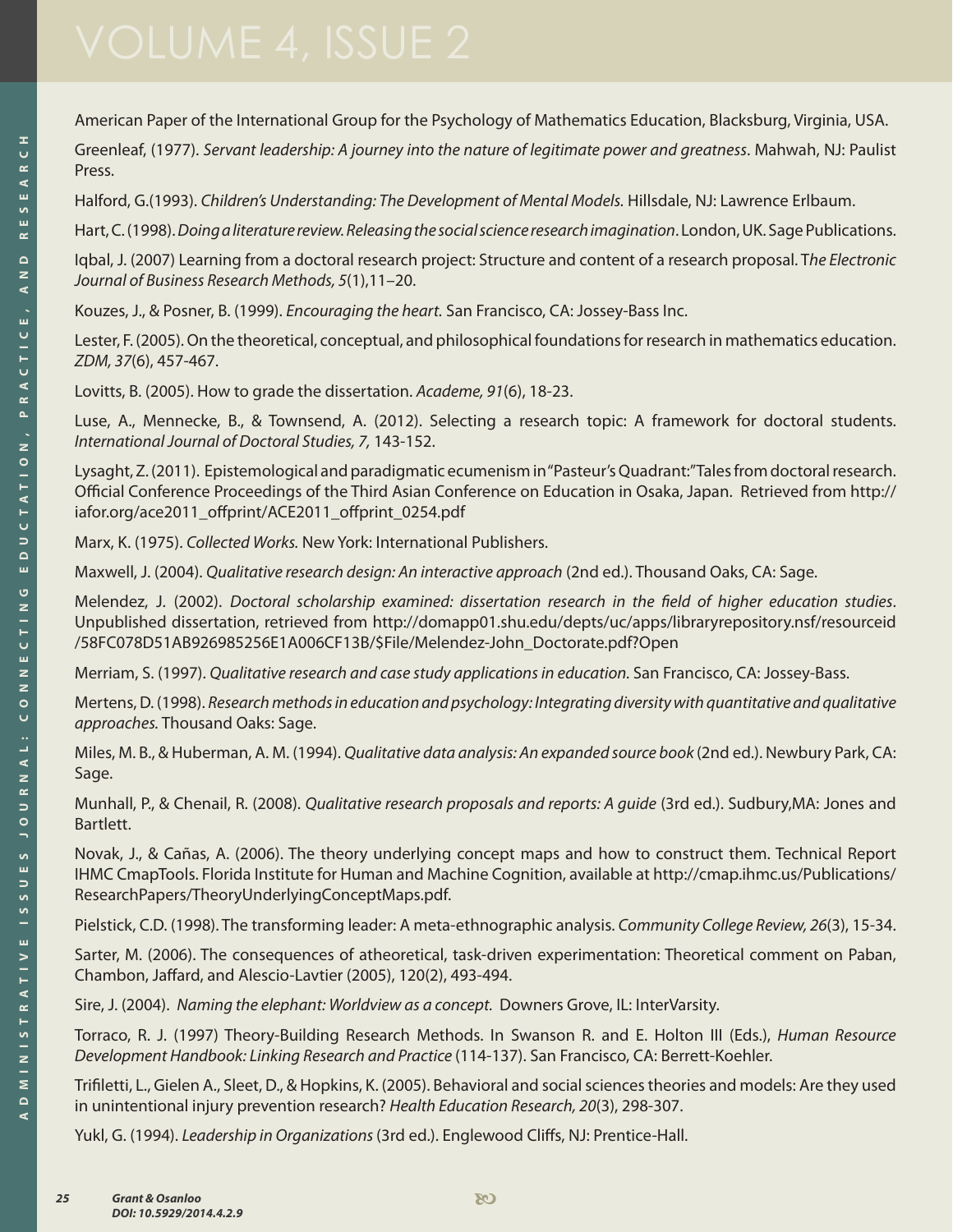American Paper of the International Group for the Psychology of Mathematics Education, Blacksburg, Virginia, USA.

Greenleaf, (1977). *Servant leadership: A journey into the nature of legitimate power and greatness.* Mahwah, NJ: Paulist Press.

Halford, G.(1993). *Children's Understanding: The Development of Mental Models.* Hillsdale, NJ: Lawrence Erlbaum.

Hart, C. (1998). *Doing a literature review. Releasing the social science research imagination*. London, UK. Sage Publications.

Iqbal, J. (2007) Learning from a doctoral research project: Structure and content of a research proposal. T*he Electronic Journal of Business Research Methods, 5*(1),11–20.

Kouzes, J., & Posner, B. (1999). *Encouraging the heart.* San Francisco, CA: Jossey-Bass Inc.

Lester, F. (2005). On the theoretical, conceptual, and philosophical foundations for research in mathematics education. *ZDM, 37*(6), 457-467.

Lovitts, B. (2005). How to grade the dissertation. *Academe, 91*(6), 18-23.

Luse, A., Mennecke, B., & Townsend, A. (2012). Selecting a research topic: A framework for doctoral students. *International Journal of Doctoral Studies, 7,* 143-152.

Lysaght, Z. (2011). Epistemological and paradigmatic ecumenism in "Pasteur's Quadrant:" Tales from doctoral research. Official Conference Proceedings of the Third Asian Conference on Education in Osaka, Japan. Retrieved from http://iafor.org/ace2011_offprint/ACE2011_offprint_0254.pdf

Marx, K. (1975). *Collected Works.* New York: International Publishers.

Maxwell, J. (2004). *Qualitative research design: An interactive approach* (2nd ed.). Thousand Oaks, CA: Sage.

Melendez, J. (2002). *Doctoral scholarship examined: dissertation research in the field of higher education studies*. Unpublished dissertation, retrieved from http://domapp01.shu.edu/depts/uc/apps/libraryrepository.nsf/resourceid/58FC078D51AB926985256E1A006CF13B/$File/Melendez-John_Doctorate.pdf?Open

Merriam, S. (1997). *Qualitative research and case study applications in education.* San Francisco, CA: Jossey-Bass.

Mertens, D. (1998). *Research methods in education and psychology: Integrating diversity with quantitative and qualitative approaches.* Thousand Oaks: Sage.

Miles, M. B., & Huberman, A. M. (1994). *Qualitative data analysis: An expanded source book* (2nd ed.). Newbury Park, CA: Sage.

Munhall, P., & Chenail, R. (2008). *Qualitative research proposals and reports: A guide* (3rd ed.). Sudbury,MA: Jones and Bartlett.

Novak, J., & Cañas, A. (2006). The theory underlying concept maps and how to construct them. Technical Report IHMC CmapTools. Florida Institute for Human and Machine Cognition, available at http://cmap.ihmc.us/Publications/ResearchPapers/TheoryUnderlyingConceptMaps.pdf.

Pielstick, C.D. (1998). The transforming leader: A meta-ethnographic analysis. *Community College Review, 26*(3), 15-34.

Sarter, M. (2006). The consequences of atheoretical, task-driven experimentation: Theoretical comment on Paban, Chambon, Jaffard, and Alescio-Lavtier (2005), 120(2), 493-494.

Sire, J. (2004). *Naming the elephant: Worldview as a concept.* Downers Grove, IL: InterVarsity.

Torraco, R. J. (1997) Theory-Building Research Methods. In Swanson R. and E. Holton III (Eds.), *Human Resource Development Handbook: Linking Research and Practice* (114-137). San Francisco, CA: Berrett-Koehler.

Trifiletti, L., Gielen A., Sleet, D., & Hopkins, K. (2005). Behavioral and social sciences theories and models: Are they used in unintentional injury prevention research? *Health Education Research, 20*(3), 298-307.

Yukl, G. (1994). *Leadership in Organizations* (3rd ed.). Englewood Cliffs, NJ: Prentice-Hall.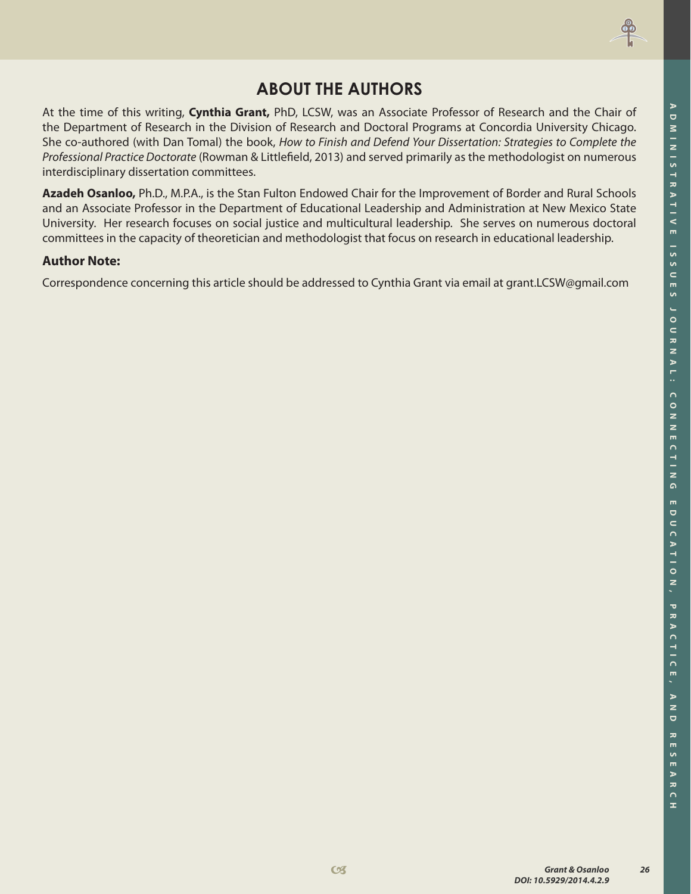## ABOUT THE AUTHORS

At the time of this writing, **Cynthia Grant,** PhD, LCSW, was an Associate Professor of Research and the Chair of the Department of Research in the Division of Research and Doctoral Programs at Concordia University Chicago. She co-authored (with Dan Tomal) the book, *How to Finish and Defend Your Dissertation: Strategies to Complete the Professional Practice Doctorate* (Rowman & Littlefield, 2013) and served primarily as the methodologist on numerous interdisciplinary dissertation committees.

**Azadeh Osanloo,** Ph.D., M.P.A., is the Stan Fulton Endowed Chair for the Improvement of Border and Rural Schools and an Associate Professor in the Department of Educational Leadership and Administration at New Mexico State University. Her research focuses on social justice and multicultural leadership. She serves on numerous doctoral committees in the capacity of theoretician and methodologist that focus on research in educational leadership.

### Author Note:

Correspondence concerning this article should be addressed to Cynthia Grant via email at grant.LCSW@gmail.com

DOI: 10.5929/2014.4.2.9